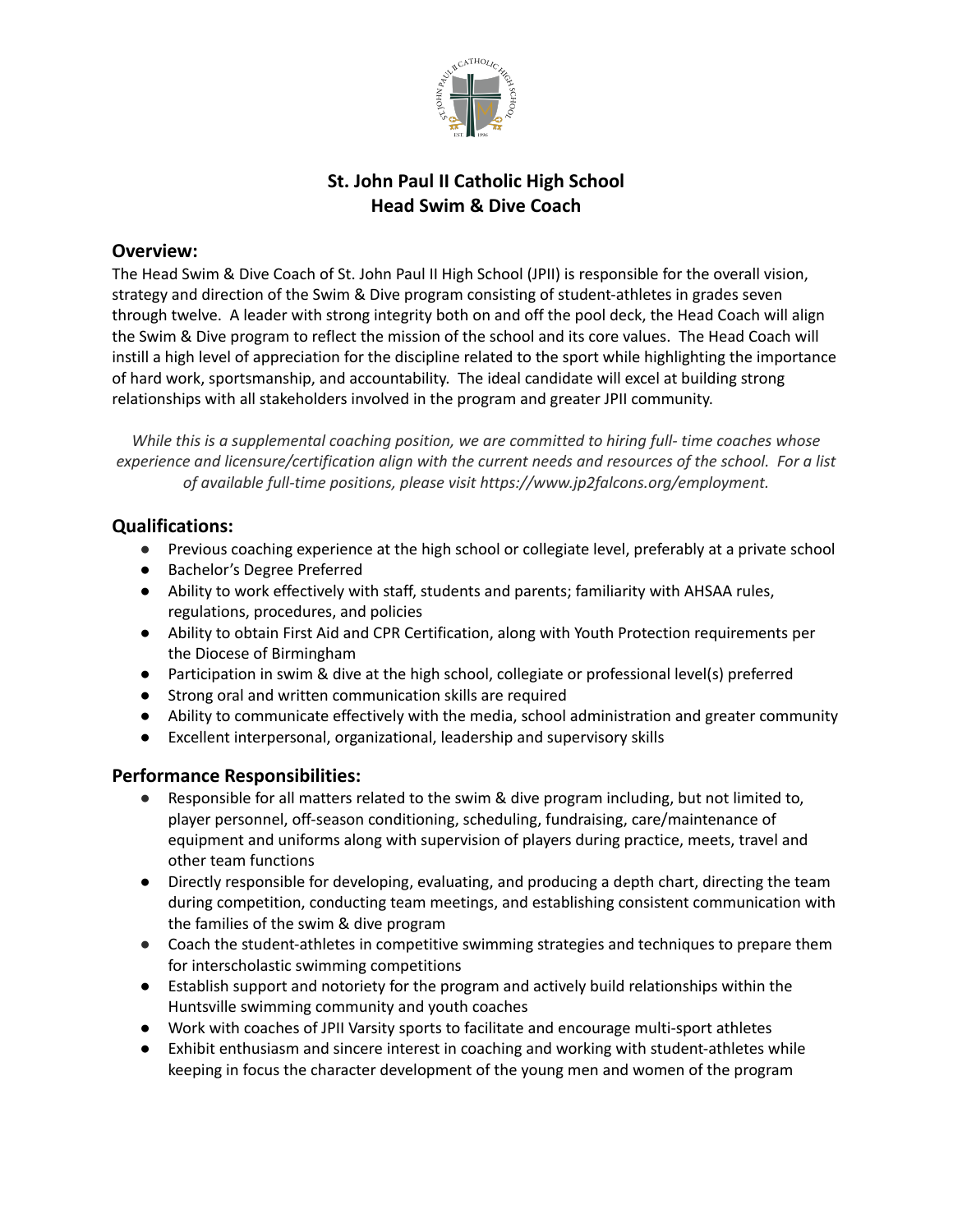# St. John Paul II Catholic High School
# Head Swim & Dive Coach

## Overview:

The Head Swim & Dive Coach of St. John Paul II High School (JPII) is responsible for the overall vision, strategy and direction of the Swim & Dive program consisting of student-athletes in grades seven through twelve. A leader with strong integrity both on and off the pool deck, the Head Coach will align the Swim & Dive program to reflect the mission of the school and its core values. The Head Coach will instill a high level of appreciation for the discipline related to the sport while highlighting the importance of hard work, sportsmanship, and accountability. The ideal candidate will excel at building strong relationships with all stakeholders involved in the program and greater JPII community.

*While this is a supplemental coaching position, we are committed to hiring full- time coaches whose experience and licensure/certification align with the current needs and resources of the school. For a list of available full-time positions, please visit https://www.jp2falcons.org/employment.*

## Qualifications:

- Previous coaching experience at the high school or collegiate level, preferably at a private school
- Bachelor's Degree Preferred
- Ability to work effectively with staff, students and parents; familiarity with AHSAA rules, regulations, procedures, and policies
- Ability to obtain First Aid and CPR Certification, along with Youth Protection requirements per the Diocese of Birmingham
- Participation in swim & dive at the high school, collegiate or professional level(s) preferred
- Strong oral and written communication skills are required
- Ability to communicate effectively with the media, school administration and greater community
- Excellent interpersonal, organizational, leadership and supervisory skills

## Performance Responsibilities:

- Responsible for all matters related to the swim & dive program including, but not limited to, player personnel, off-season conditioning, scheduling, fundraising, care/maintenance of equipment and uniforms along with supervision of players during practice, meets, travel and other team functions
- Directly responsible for developing, evaluating, and producing a depth chart, directing the team during competition, conducting team meetings, and establishing consistent communication with the families of the swim & dive program
- Coach the student-athletes in competitive swimming strategies and techniques to prepare them for interscholastic swimming competitions
- Establish support and notoriety for the program and actively build relationships within the Huntsville swimming community and youth coaches
- Work with coaches of JPII Varsity sports to facilitate and encourage multi-sport athletes
- Exhibit enthusiasm and sincere interest in coaching and working with student-athletes while keeping in focus the character development of the young men and women of the program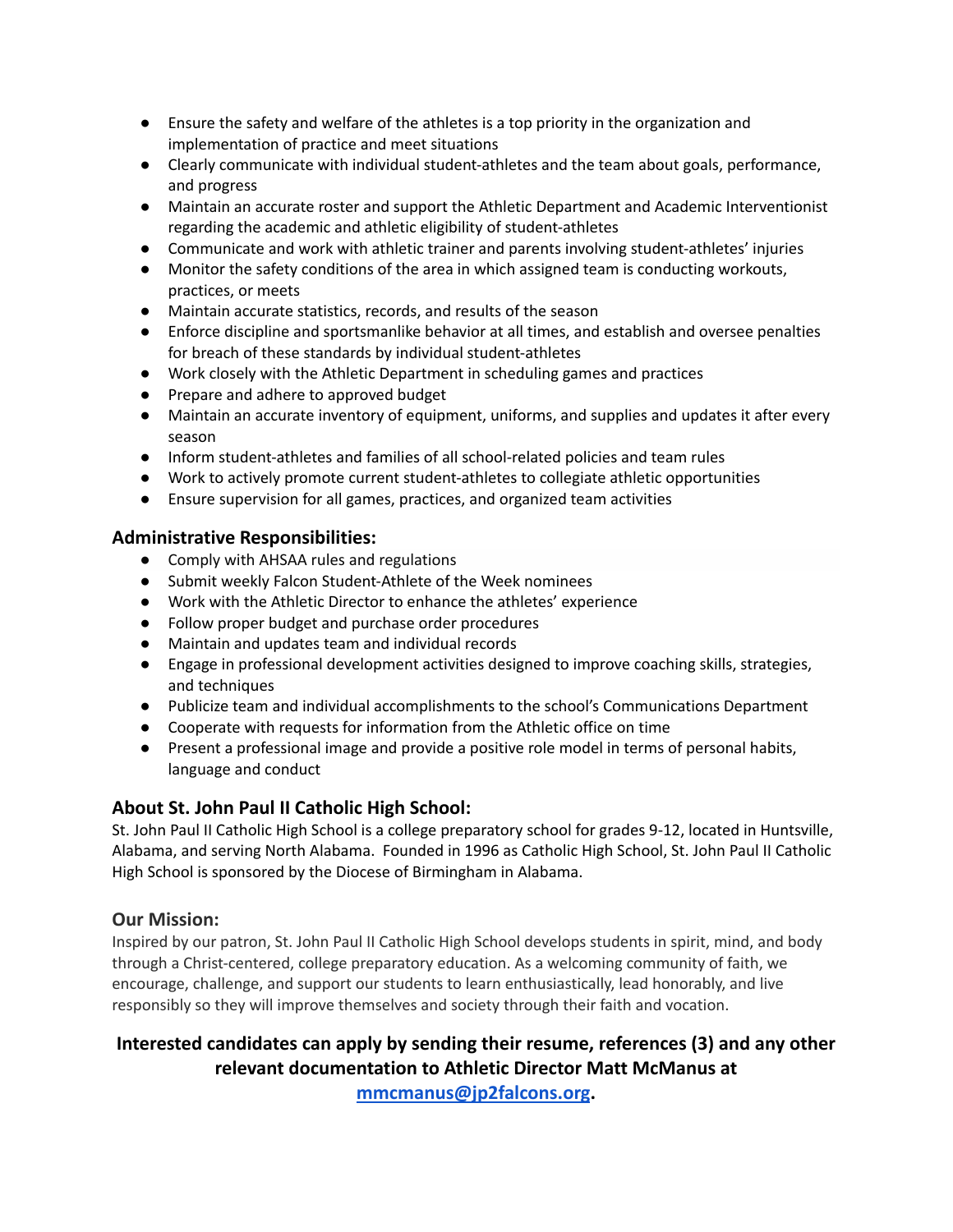- Ensure the safety and welfare of the athletes is a top priority in the organization and implementation of practice and meet situations
- Clearly communicate with individual student-athletes and the team about goals, performance, and progress
- Maintain an accurate roster and support the Athletic Department and Academic Interventionist regarding the academic and athletic eligibility of student-athletes
- Communicate and work with athletic trainer and parents involving student-athletes' injuries
- Monitor the safety conditions of the area in which assigned team is conducting workouts, practices, or meets
- Maintain accurate statistics, records, and results of the season
- Enforce discipline and sportsmanlike behavior at all times, and establish and oversee penalties for breach of these standards by individual student-athletes
- Work closely with the Athletic Department in scheduling games and practices
- Prepare and adhere to approved budget
- Maintain an accurate inventory of equipment, uniforms, and supplies and updates it after every season
- Inform student-athletes and families of all school-related policies and team rules
- Work to actively promote current student-athletes to collegiate athletic opportunities
- Ensure supervision for all games, practices, and organized team activities

### Administrative Responsibilities:

- Comply with AHSAA rules and regulations
- Submit weekly Falcon Student-Athlete of the Week nominees
- Work with the Athletic Director to enhance the athletes' experience
- Follow proper budget and purchase order procedures
- Maintain and updates team and individual records
- Engage in professional development activities designed to improve coaching skills, strategies, and techniques
- Publicize team and individual accomplishments to the school's Communications Department
- Cooperate with requests for information from the Athletic office on time
- Present a professional image and provide a positive role model in terms of personal habits, language and conduct

### About St. John Paul II Catholic High School:

St. John Paul II Catholic High School is a college preparatory school for grades 9-12, located in Huntsville, Alabama, and serving North Alabama. Founded in 1996 as Catholic High School, St. John Paul II Catholic High School is sponsored by the Diocese of Birmingham in Alabama.

### Our Mission:

Inspired by our patron, St. John Paul II Catholic High School develops students in spirit, mind, and body through a Christ-centered, college preparatory education. As a welcoming community of faith, we encourage, challenge, and support our students to learn enthusiastically, lead honorably, and live responsibly so they will improve themselves and society through their faith and vocation.

**Interested candidates can apply by sending their resume, references (3) and any other relevant documentation to Athletic Director Matt McManus at mmcmanus@jp2falcons.org.**